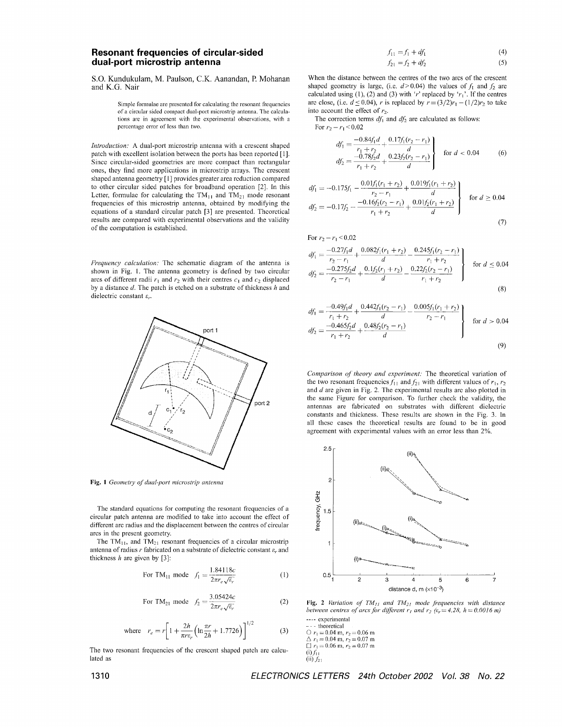# Resonant frequencies of circular-sided dual-port microstrip antenna

S.O. Kundukulam, M. Paulson, C.K. Aanandan, P. Mohanan and K.G. Nair

> Simple formulae are presented for calculating the resonant frequencies of a circular sided compact dual-port microstrip antenna. The calculations are in agreement with the experimental observations, with a percentage error of less than two.

*Introduction:* A dual-port microstrip antenna with a crescent shaped patch with excellent isolation between the ports has been reported [1]. Since circular-sided geometries are more compact than rectangular ones, they find more applications in microstrip arrays. The crescent shaped antenna geometry [1] provides greater area reduction compared to other circular sided patches for broadband operation [2]. In this Letter, formulae for calculating the $TM_{11}$ and $TM_{21}$ mode resonant frequencies of this microstrip antenna, obtained by modifying the equations of a standard circular patch [3] are presented. Theoretical results are compared with experimental observations and the validity of the computation is established.

*Frequency calculation:* The schematic diagram of the antenna is shown in Fig. 1. The antenna geometry is defined by two circular arcs of different radii $r_1$ and $r_2$ with their centres $c_1$ and $c_2$ displaced by a distance $d$. The patch is etched on a substrate of thickness $h$ and dielectric constant $\varepsilon_r$.

**Fig. 1** *Geometry of dual-port microstrip antenna*

The standard equations for computing the resonant frequencies of a circular patch antenna are modified to take into account the effect of different arc radius and the displacement between the centres of circular arcs in the present geometry.

The $TM_{11}$, and $TM_{21}$ resonant frequencies of a circular microstrip antenna of radius $r$ fabricated on a substrate of dielectric constant $\varepsilon_r$ and thickness $h$ are given by [3]:

$$\text{For } TM_{11} \text{ mode} \quad f_1 = \frac{1.84118c}{2\pi r_e\sqrt{\varepsilon_r}} \tag{1}$$

$$\text{For } TM_{21} \text{ mode} \quad f_2 = \frac{3.05424c}{2\pi r_e\sqrt{\varepsilon_r}} \tag{2}$$

$$\text{where} \quad r_e = r\left[1 + \frac{2h}{\pi r \varepsilon_r}\left(\ln\frac{\pi r}{2h} + 1.7726\right)\right]^{1/2} \tag{3}$$

The two resonant frequencies of the crescent shaped patch are calculated as

$$f_{11} = f_1 + df_1 \tag{4}$$

$$f_{21} = f_2 + df_2 \tag{5}$$

When the distance between the centres of the two arcs of the crescent shaped geometry is large, (i.e. $d > 0.04$) the values of $f_1$ and $f_2$ are calculated using (1), (2) and (3) with '$r$' replaced by '$r_1$'. If the centres are close, (i.e. $d \leq 0.04$), $r$ is replaced by $r = (3/2)r_1 - (1/2)r_2$ to take into account the effect of $r_2$.

The correction terms $df_1$ and $df_2$ are calculated as follows:

For $r_2 - r_1 < 0.02$

$$\left.\begin{aligned} df_1 &= \frac{-0.84f_1 d}{r_1 + r_2} + \frac{0.17f_1(r_2 - r_1)}{d} \\ df_2 &= \frac{-0.78f_2 d}{r_1 + r_2} + \frac{0.23f_2(r_2 - r_1)}{d} \end{aligned}\right\} \quad \text{for } d < 0.04 \tag{6}$$

$$\left.\begin{aligned} df_1 &= -0.175f_1 - \frac{0.01f_1(r_1 + r_2)}{r_2 - r_1} + \frac{0.019f_1(r_1 + r_2)}{d} \\ df_2 &= -0.17f_2 - \frac{-0.16f_2(r_2 - r_1)}{r_1 + r_2} + \frac{0.01f_2(r_1 + r_2)}{d} \end{aligned}\right\} \quad \text{for } d \geq 0.04 \tag{7}$$

For $r_2 - r_1 < 0.02$

$$\left.\begin{aligned} df_1 &= \frac{-0.27f_1 d}{r_2 - r_1} + \frac{0.082f_1(r_1 + r_2)}{d} - \frac{0.245f_1(r_2 - r_1)}{r_1 + r_2} \\ df_2 &= \frac{-0.275f_2 d}{r_2 - r_1} + \frac{0.1f_2(r_1 + r_2)}{d} - \frac{0.22f_2(r_2 - r_1)}{r_1 + r_2} \end{aligned}\right\} \quad \text{for } d \leq 0.04 \tag{8}$$

$$\left.\begin{aligned} df_1 &= \frac{-0.49f_1 d}{r_1 + r_2} + \frac{0.442f_1(r_2 - r_1)}{d} - \frac{0.005f_1(r_1 + r_2)}{r_2 - r_1} \\ df_2 &= \frac{-0.465f_2 d}{r_1 + r_2} + \frac{0.48f_2(r_2 - r_1)}{d} \end{aligned}\right\} \quad \text{for } d > 0.04 \tag{9}$$

*Comparison of theory and experiment:* The theoretical variation of the two resonant frequencies $f_{11}$ and $f_{21}$ with different values of $r_1$, $r_2$ and $d$ are given in Fig. 2. The experimental results are also plotted in the same Figure for comparison. To further check the validity, the antennas are fabricated on substrates with different dielectric constants and thickness. These results are shown in the Fig. 3. In all these cases the theoretical results are found to be in good agreement with experimental values with an error less than 2%.

**Fig. 2** *Variation of $TM_{11}$ and $TM_{21}$ mode frequencies with distance between centres of arcs for different $r_1$ and $r_2$ ($\varepsilon_r = 4.28$, $h = 0.0016$ m)*

---- experimental
- - - theoretical
○ $r_1 = 0.04$ m, $r_2 = 0.06$ m
△ $r_1 = 0.04$ m, $r_2 = 0.07$ m
□ $r_1 = 0.06$ m, $r_2 = 0.07$ m
(i) $f_{11}$
(ii) $f_{21}$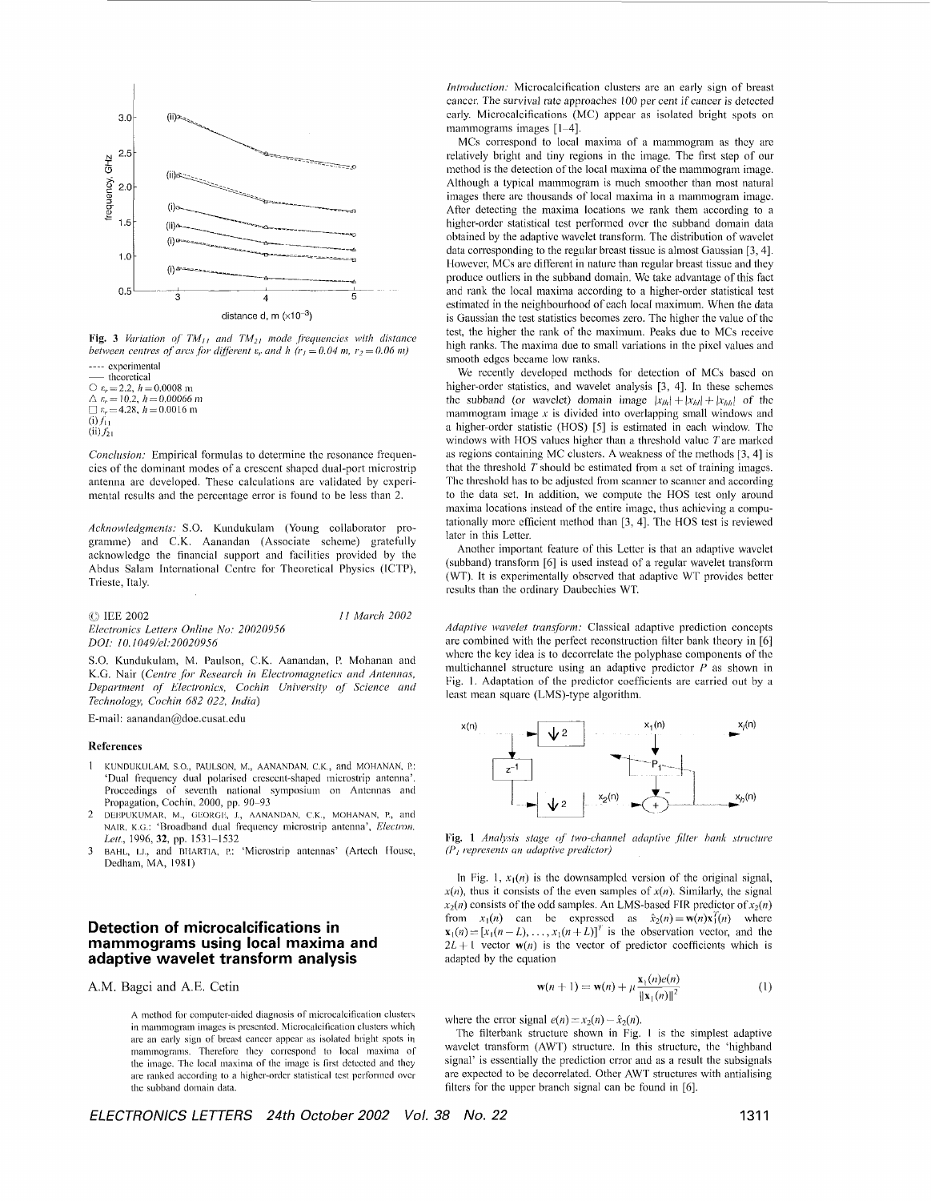3.0
2.5
2.0
1.5
1.0
0.5
frequency, GHz
(ii)
(ii)
(i)
(ii)
(i)
(i)
3
4
5
distance d, m ($\times 10^{-3}$)

**Fig. 3** *Variation of $TM_{11}$ and $TM_{21}$ mode frequencies with distance between centres of arcs for different $\varepsilon_r$ and $h$ ($r_1 = 0.04$ m, $r_2 = 0.06$ m)*

---- experimental
— theoretical
○ $\varepsilon_r = 2.2$, $h = 0.0008$ m
△ $\varepsilon_r = 10.2$, $h = 0.00066$ m
□ $\varepsilon_r = 4.28$, $h = 0.0016$ m
(i) $f_{11}$
(ii) $f_{21}$

*Conclusion:* Empirical formulas to determine the resonance frequencies of the dominant modes of a crescent shaped dual-port microstrip antenna are developed. These calculations are validated by experimental results and the percentage error is found to be less than 2.

*Acknowledgments:* S.O. Kundukulam (Young collaborator programme) and C.K. Aanandan (Associate scheme) gratefully acknowledge the financial support and facilities provided by the Abdus Salam International Centre for Theoretical Physics (ICTP), Trieste, Italy.

© IEE 2002 — *11 March 2002*
*Electronics Letters Online No: 20020956*
*DOI: 10.1049/el:20020956*

S.O. Kundukulam, M. Paulson, C.K. Aanandan, P. Mohanan and K.G. Nair (*Centre for Research in Electromagnetics and Antennas, Department of Electronics, Cochin University of Science and Technology, Cochin 682 022, India*)

E-mail: aanandan@doe.cusat.edu

## References

1 KUNDUKULAM, S.O., PAULSON, M., AANANDAN, C.K., and MOHANAN, P.: 'Dual frequency dual polarised crescent-shaped microstrip antenna'. Proceedings of seventh national symposium on Antennas and Propagation, Cochin, 2000, pp. 90–93

2 DEEPUKUMAR, M., GEORGE, J., AANANDAN, C.K., MOHANAN, P., and NAIR, K.G.: 'Broadband dual frequency microstrip antenna', *Electron. Lett.*, 1996, **32**, pp. 1531–1532

3 BAHL, I.J., and BHARTIA, P.: 'Microstrip antennas' (Artech House, Dedham, MA, 1981)

# Detection of microcalcifications in mammograms using local maxima and adaptive wavelet transform analysis

A.M. Bagci and A.E. Cetin

> A method for computer-aided diagnosis of microcalcification clusters in mammogram images is presented. Microcalcification clusters which are an early sign of breast cancer appear as isolated bright spots in mammograms. Therefore they correspond to local maxima of the image. The local maxima of the image is first detected and they are ranked according to a higher-order statistical test performed over the subband domain data.

*Introduction:* Microcalcification clusters are an early sign of breast cancer. The survival rate approaches 100 per cent if cancer is detected early. Microcalcifications (MC) appear as isolated bright spots on mammograms images [1–4].

MCs correspond to local maxima of a mammogram as they are relatively bright and tiny regions in the image. The first step of our method is the detection of the local maxima of the mammogram image. Although a typical mammogram is much smoother than most natural images there are thousands of local maxima in a mammogram image. After detecting the maxima locations we rank them according to a higher-order statistical test performed over the subband domain data obtained by the adaptive wavelet transform. The distribution of wavelet data corresponding to the regular breast tissue is almost Gaussian [3, 4]. However, MCs are different in nature than regular breast tissue and they produce outliers in the subband domain. We take advantage of this fact and rank the local maxima according to a higher-order statistical test estimated in the neighbourhood of each local maximum. When the data is Gaussian the test statistics becomes zero. The higher the value of the test, the higher the rank of the maximum. Peaks due to MCs receive high ranks. The maxima due to small variations in the pixel values and smooth edges became low ranks.

We recently developed methods for detection of MCs based on higher-order statistics, and wavelet analysis [3, 4]. In these schemes the subband (or wavelet) domain image $|x_{lh}| + |x_{hl}| + |x_{hh}|$ of the mammogram image $x$ is divided into overlapping small windows and a higher-order statistic (HOS) [5] is estimated in each window. The windows with HOS values higher than a threshold value $T$ are marked as regions containing MC clusters. A weakness of the methods [3, 4] is that the threshold $T$ should be estimated from a set of training images. The threshold has to be adjusted from scanner to scanner and according to the data set. In addition, we compute the HOS test only around maxima locations instead of the entire image, thus achieving a computationally more efficient method than [3, 4]. The HOS test is reviewed later in this Letter.

Another important feature of this Letter is that an adaptive wavelet (subband) transform [6] is used instead of a regular wavelet transform (WT). It is experimentally observed that adaptive WT provides better results than the ordinary Daubechies WT.

*Adaptive wavelet transform:* Classical adaptive prediction concepts are combined with the perfect reconstruction filter bank theory in [6] where the key idea is to decorrelate the polyphase components of the multichannel structure using an adaptive predictor $P$ as shown in Fig. 1. Adaptation of the predictor coefficients are carried out by a least mean square (LMS)-type algorithm.

x(n)
↓2
$z^{-1}$
↓2
$x_1(n)$
$x_l(n)$
$P_1$
$x_2(n)$
+
−
$x_h(n)$

**Fig. 1** *Analysis stage of two-channel adaptive filter bank structure ($P_1$ represents an adaptive predictor)*

In Fig. 1, $x_1(n)$ is the downsampled version of the original signal, $x(n)$, thus it consists of the even samples of $x(n)$. Similarly, the signal $x_2(n)$ consists of the odd samples. An LMS-based FIR predictor of $x_2(n)$ from $x_1(n)$ can be expressed as $\hat{x}_2(n) = \mathbf{w}(n)\mathbf{x}_1^T(n)$ where $\mathbf{x}_1(n) = [x_1(n-L), \ldots, x_1(n+L)]^T$ is the observation vector, and the $2L+1$ vector $\mathbf{w}(n)$ is the vector of predictor coefficients which is adapted by the equation

$$\mathbf{w}(n+1) = \mathbf{w}(n) + \mu \frac{\mathbf{x}_1(n)e(n)}{\|\mathbf{x}_1(n)\|^2} \tag{1}$$

where the error signal $e(n) = x_2(n) - \hat{x}_2(n)$.

The filterbank structure shown in Fig. 1 is the simplest adaptive wavelet transform (AWT) structure. In this structure, the 'highband signal' is essentially the prediction error and as a result the subsignals are expected to be decorrelated. Other AWT structures with antialising filters for the upper branch signal can be found in [6].